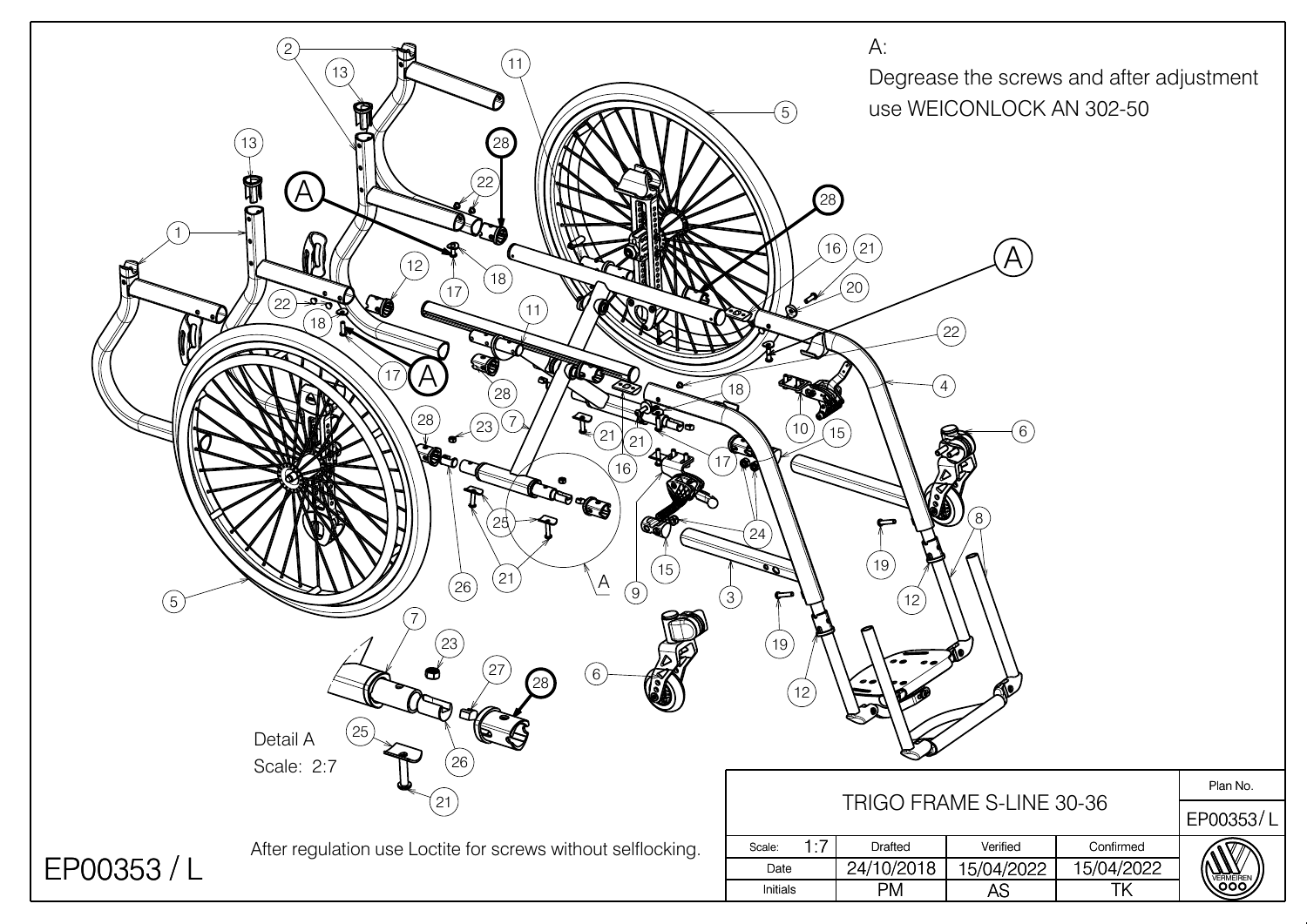A:

Degrease the screws and after adjustment use WEICONLOCK AN 302-50

Detail A
Scale: 2:7

After regulation use Loctite for screws without selflocking.

EP00353 / L

| TRIGO FRAME S-LINE 30-36 | | | | Plan No. |
|---|---|---|---|---|
| | | | | EP00353/ L |
| Scale: 1:7 | Drafted | Verified | Confirmed | |
| Date | 24/10/2018 | 15/04/2022 | 15/04/2022 | |
| Initials | PM | AS | TK | VERMEIREN |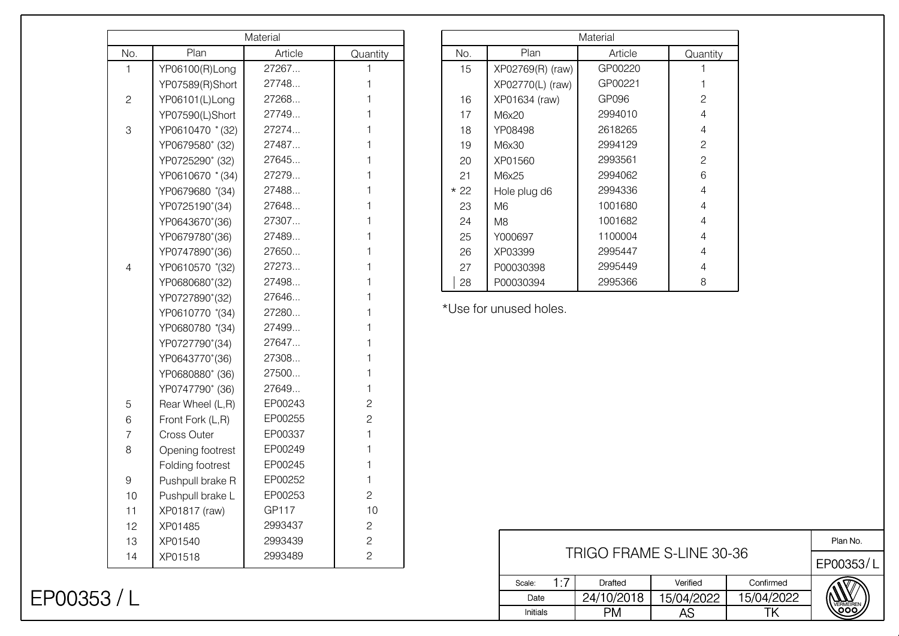| Material | | | |
|---|---|---|---|
| No. | Plan | Article | Quantity |
| 1 | YP06100(R)Long | 27267... | 1 |
| | YP07589(R)Short | 27748... | 1 |
| 2 | YP06101(L)Long | 27268... | 1 |
| | YP07590(L)Short | 27749... | 1 |
| 3 | YP0610470 °(32) | 27274... | 1 |
| | YP0679580° (32) | 27487... | 1 |
| | YP0725290° (32) | 27645... | 1 |
| | YP0610670 °(34) | 27279... | 1 |
| | YP0679680 °(34) | 27488... | 1 |
| | YP0725190°(34) | 27648... | 1 |
| | YP0643670°(36) | 27307... | 1 |
| | YP0679780°(36) | 27489... | 1 |
| | YP0747890°(36) | 27650... | 1 |
| 4 | YP0610570 °(32) | 27273... | 1 |
| | YP0680680°(32) | 27498... | 1 |
| | YP0727890°(32) | 27646... | 1 |
| | YP0610770 °(34) | 27280... | 1 |
| | YP0680780 °(34) | 27499... | 1 |
| | YP0727790°(34) | 27647... | 1 |
| | YP0643770°(36) | 27308... | 1 |
| | YP0680880° (36) | 27500... | 1 |
| | YP0747790° (36) | 27649... | 1 |
| 5 | Rear Wheel (L,R) | EP00243 | 2 |
| 6 | Front Fork (L,R) | EP00255 | 2 |
| 7 | Cross Outer | EP00337 | 1 |
| 8 | Opening footrest | EP00249 | 1 |
| | Folding footrest | EP00245 | 1 |
| 9 | Pushpull brake R | EP00252 | 1 |
| 10 | Pushpull brake L | EP00253 | 2 |
| 11 | XP01817 (raw) | GP117 | 10 |
| 12 | XP01485 | 2993437 | 2 |
| 13 | XP01540 | 2993439 | 2 |
| 14 | XP01518 | 2993489 | 2 |

| Material | | | |
|---|---|---|---|
| No. | Plan | Article | Quantity |
| 15 | XP02769(R) (raw) | GP00220 | 1 |
| | XP02770(L) (raw) | GP00221 | 1 |
| 16 | XP01634 (raw) | GP096 | 2 |
| 17 | M6x20 | 2994010 | 4 |
| 18 | YP08498 | 2618265 | 4 |
| 19 | M6x30 | 2994129 | 2 |
| 20 | XP01560 | 2993561 | 2 |
| 21 | M6x25 | 2994062 | 6 |
| * 22 | Hole plug d6 | 2994336 | 4 |
| 23 | M6 | 1001680 | 4 |
| 24 | M8 | 1001682 | 4 |
| 25 | Y000697 | 1100004 | 4 |
| 26 | XP03399 | 2995447 | 4 |
| 27 | P00030398 | 2995449 | 4 |
| 28 | P00030394 | 2995366 | 8 |

*Use for unused holes.

| TRIGO FRAME S-LINE 30-36 | | | | Plan No. |
|---|---|---|---|---|
| | | | | EP00353/L |
| Scale: 1:7 | Drafted | Verified | Confirmed | |
| Date | 24/10/2018 | 15/04/2022 | 15/04/2022 | |
| Initials | PM | AS | TK | VERMEIREN |

EP00353 / L